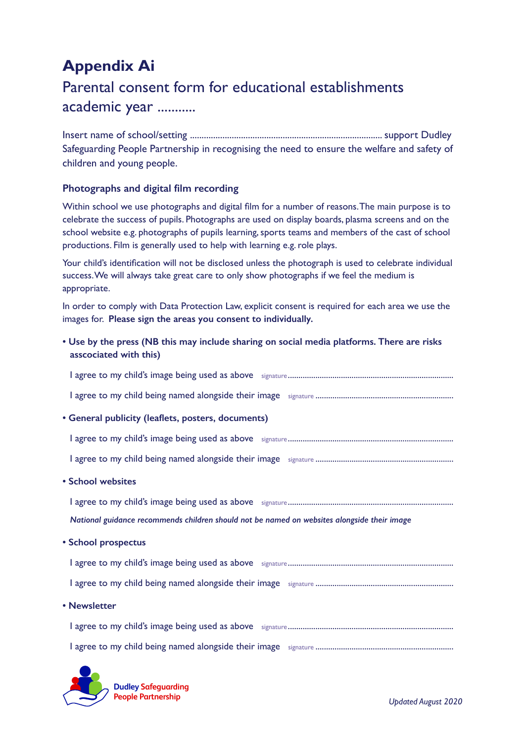# Appendix Ai

## Parental consent form for educational establishments academic year ...........

Insert name of school/setting ................................................................................... support Dudley Safeguarding People Partnership in recognising the need to ensure the welfare and safety of children and young people.

### Photographs and digital film recording

Within school we use photographs and digital film for a number of reasons. The main purpose is to celebrate the success of pupils. Photographs are used on display boards, plasma screens and on the school website e.g. photographs of pupils learning, sports teams and members of the cast of school productions. Film is generally used to help with learning e.g. role plays.

Your child's identification will not be disclosed unless the photograph is used to celebrate individual success. We will always take great care to only show photographs if we feel the medium is appropriate.

In order to comply with Data Protection Law, explicit consent is required for each area we use the images for. **Please sign the areas you consent to individually.**

- **Use by the press (NB this may include sharing on social media platforms. There are risks asscociated with this)**

  I agree to my child's image being used as above signature.............................................................................

  I agree to my child being named alongside their image signature ................................................................

- **General publicity (leaflets, posters, documents)**

  I agree to my child's image being used as above signature.............................................................................

  I agree to my child being named alongside their image signature ................................................................

- **School websites**

  I agree to my child's image being used as above signature.............................................................................

  ***National guidance recommends children should not be named on websites alongside their image***

- **School prospectus**

  I agree to my child's image being used as above signature.............................................................................

  I agree to my child being named alongside their image signature ................................................................

- **Newsletter**

  I agree to my child's image being used as above signature.............................................................................

  I agree to my child being named alongside their image signature ................................................................

Dudley Safeguarding People Partnership

*Updated August 2020*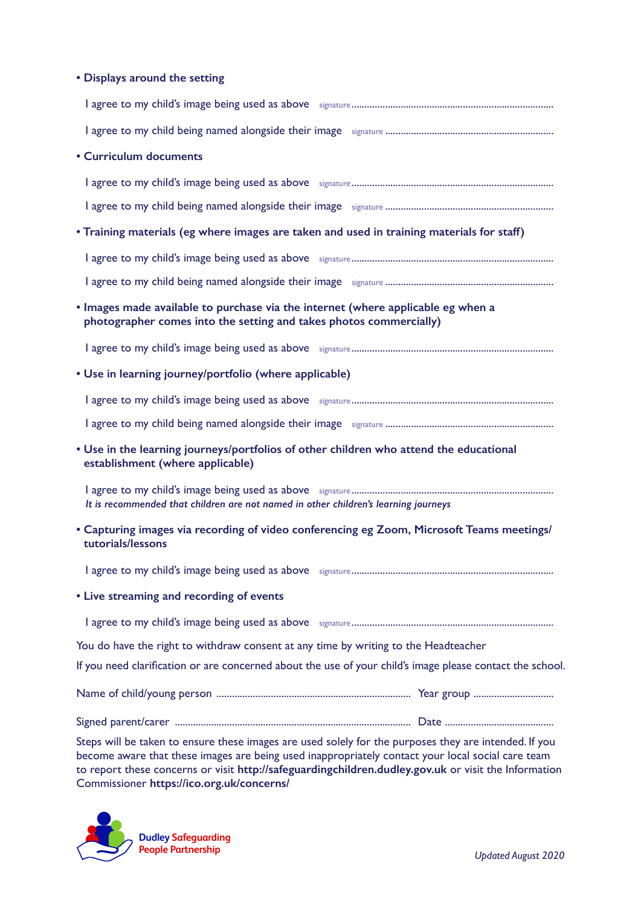- **Displays around the setting**

  I agree to my child's image being used as above signature.............................................................................

  I agree to my child being named alongside their image signature .................................................................

- **Curriculum documents**

  I agree to my child's image being used as above signature.............................................................................

  I agree to my child being named alongside their image signature .................................................................

- **Training materials (eg where images are taken and used in training materials for staff)**

  I agree to my child's image being used as above signature.............................................................................

  I agree to my child being named alongside their image signature .................................................................

- **Images made available to purchase via the internet (where applicable eg when a photographer comes into the setting and takes photos commercially)**

  I agree to my child's image being used as above signature.............................................................................

- **Use in learning journey/portfolio (where applicable)**

  I agree to my child's image being used as above signature.............................................................................

  I agree to my child being named alongside their image signature .................................................................

- **Use in the learning journeys/portfolios of other children who attend the educational establishment (where applicable)**

  I agree to my child's image being used as above signature.............................................................................
  *It is recommended that children are not named in other children's learning journeys*

- **Capturing images via recording of video conferencing eg Zoom, Microsoft Teams meetings/ tutorials/lessons**

  I agree to my child's image being used as above signature.............................................................................

- **Live streaming and recording of events**

  I agree to my child's image being used as above signature.............................................................................

You do have the right to withdraw consent at any time by writing to the Headteacher

If you need clarification or are concerned about the use of your child's image please contact the school.

Name of child/young person .......................................................................... Year group ..............................

Signed parent/carer .......................................................................................... Date ..........................................

Steps will be taken to ensure these images are used solely for the purposes they are intended. If you become aware that these images are being used inappropriately contact your local social care team to report these concerns or visit **http://safeguardingchildren.dudley.gov.uk** or visit the Information Commissioner **https://ico.org.uk/concerns/**

Dudley Safeguarding People Partnership

*Updated August 2020*